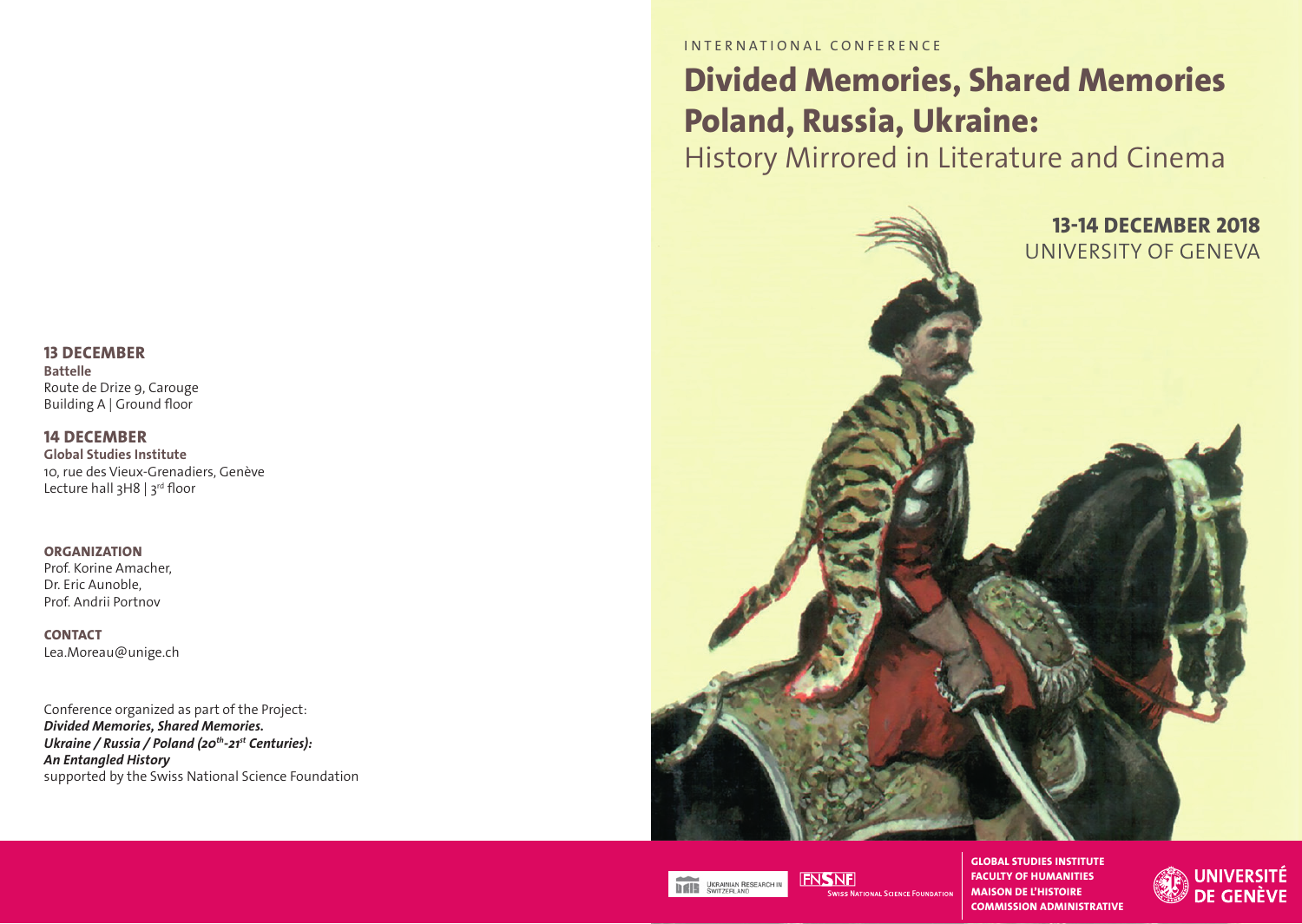INTERNATIONAL CONFERENCE

# Divided Memories, Shared Memories Poland, Russia, Ukraine:

## History Mirrored in Literature and Cinema

**13-14 DECEMBER 2018**
UNIVERSITY OF GENEVA

**13 DECEMBER**
**Battelle**
Route de Drize 9, Carouge
Building A | Ground floor

**14 DECEMBER**
**Global Studies Institute**
10, rue des Vieux-Grenadiers, Genève
Lecture hall 3H8 | 3rd floor

**ORGANIZATION**
Prof. Korine Amacher,
Dr. Eric Aunoble,
Prof. Andrii Portnov

**CONTACT**
Lea.Moreau@unige.ch

Conference organized as part of the Project:
***Divided Memories, Shared Memories.***
***Ukraine / Russia / Poland (20th-21st Centuries):***
***An Entangled History***
supported by the Swiss National Science Foundation

UKRAINIAN RESEARCH IN SWITZERLAND

FNSNF
SWISS NATIONAL SCIENCE FOUNDATION

**GLOBAL STUDIES INSTITUTE**
**FACULTY OF HUMANITIES**
**MAISON DE L'HISTOIRE**
**COMMISSION ADMINISTRATIVE**

UNIVERSITÉ DE GENÈVE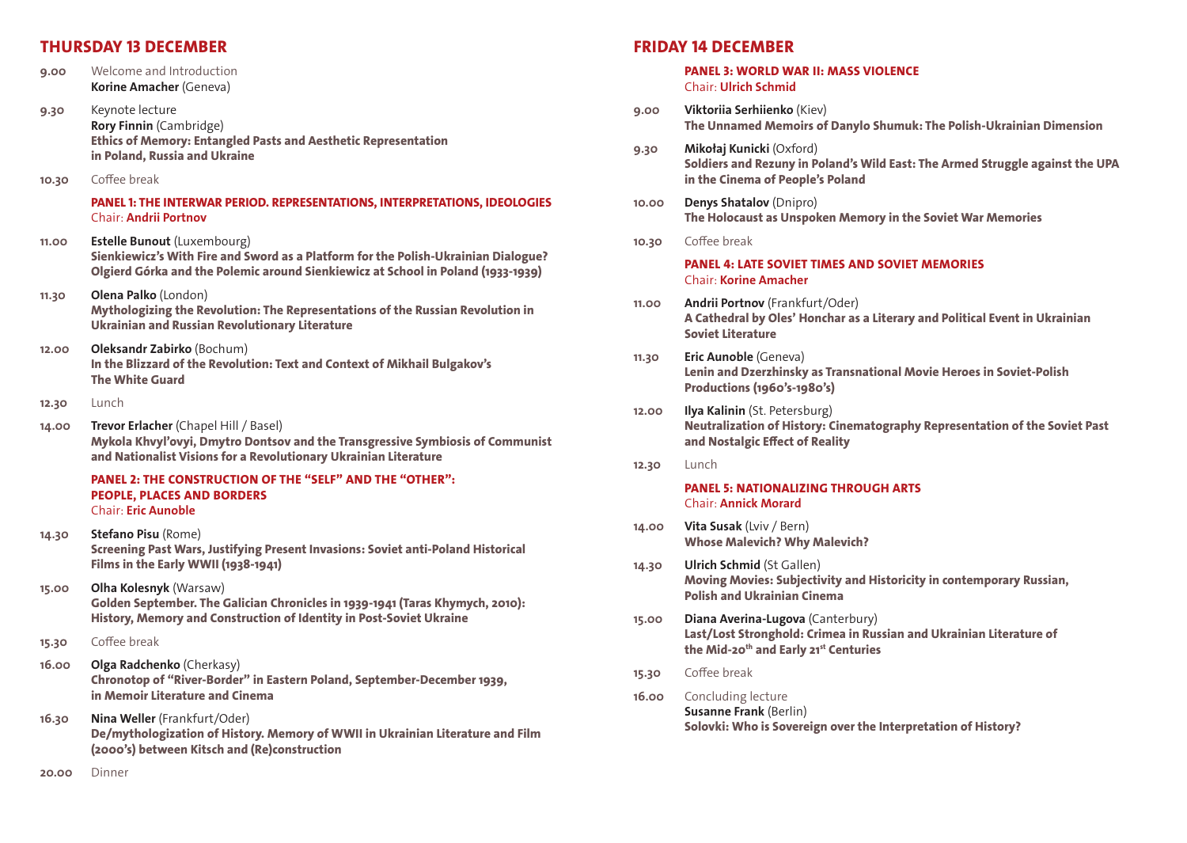## THURSDAY 13 DECEMBER

**9.00** Welcome and Introduction
**Korine Amacher** (Geneva)

**9.30** Keynote lecture
**Rory Finnin** (Cambridge)
**Ethics of Memory: Entangled Pasts and Aesthetic Representation in Poland, Russia and Ukraine**

**10.30** Coffee break

### PANEL 1: THE INTERWAR PERIOD. REPRESENTATIONS, INTERPRETATIONS, IDEOLOGIES
Chair: **Andrii Portnov**

**11.00** **Estelle Bunout** (Luxembourg)
**Sienkiewicz's With Fire and Sword as a Platform for the Polish-Ukrainian Dialogue? Olgierd Górka and the Polemic around Sienkiewicz at School in Poland (1933-1939)**

**11.30** **Olena Palko** (London)
**Mythologizing the Revolution: The Representations of the Russian Revolution in Ukrainian and Russian Revolutionary Literature**

**12.00** **Oleksandr Zabirko** (Bochum)
**In the Blizzard of the Revolution: Text and Context of Mikhail Bulgakov's The White Guard**

**12.30** Lunch

**14.00** **Trevor Erlacher** (Chapel Hill / Basel)
**Mykola Khvyl'ovyi, Dmytro Dontsov and the Transgressive Symbiosis of Communist and Nationalist Visions for a Revolutionary Ukrainian Literature**

### PANEL 2: THE CONSTRUCTION OF THE "SELF" AND THE "OTHER": PEOPLE, PLACES AND BORDERS
Chair: **Eric Aunoble**

**14.30** **Stefano Pisu** (Rome)
**Screening Past Wars, Justifying Present Invasions: Soviet anti-Poland Historical Films in the Early WWII (1938-1941)**

**15.00** **Olha Kolesnyk** (Warsaw)
**Golden September. The Galician Chronicles in 1939-1941 (Taras Khymych, 2010): History, Memory and Construction of Identity in Post-Soviet Ukraine**

**15.30** Coffee break

**16.00** **Olga Radchenko** (Cherkasy)
**Chronotop of "River-Border" in Eastern Poland, September-December 1939, in Memoir Literature and Cinema**

**16.30** **Nina Weller** (Frankfurt/Oder)
**De/mythologization of History. Memory of WWII in Ukrainian Literature and Film (2000's) between Kitsch and (Re)construction**

**20.00** Dinner

## FRIDAY 14 DECEMBER

### PANEL 3: WORLD WAR II: MASS VIOLENCE
Chair: **Ulrich Schmid**

**9.00** **Viktoriia Serhiienko** (Kiev)
**The Unnamed Memoirs of Danylo Shumuk: The Polish-Ukrainian Dimension**

**9.30** **Mikołaj Kunicki** (Oxford)
**Soldiers and Rezuny in Poland's Wild East: The Armed Struggle against the UPA in the Cinema of People's Poland**

**10.00** **Denys Shatalov** (Dnipro)
**The Holocaust as Unspoken Memory in the Soviet War Memories**

**10.30** Coffee break

### PANEL 4: LATE SOVIET TIMES AND SOVIET MEMORIES
Chair: **Korine Amacher**

**11.00** **Andrii Portnov** (Frankfurt/Oder)
**A Cathedral by Oles' Honchar as a Literary and Political Event in Ukrainian Soviet Literature**

**11.30** **Eric Aunoble** (Geneva)
**Lenin and Dzerzhinsky as Transnational Movie Heroes in Soviet-Polish Productions (1960's-1980's)**

**12.00** **Ilya Kalinin** (St. Petersburg)
**Neutralization of History: Cinematography Representation of the Soviet Past and Nostalgic Effect of Reality**

**12.30** Lunch

### PANEL 5: NATIONALIZING THROUGH ARTS
Chair: **Annick Morard**

**14.00** **Vita Susak** (Lviv / Bern)
**Whose Malevich? Why Malevich?**

**14.30** **Ulrich Schmid** (St Gallen)
**Moving Movies: Subjectivity and Historicity in contemporary Russian, Polish and Ukrainian Cinema**

**15.00** **Diana Averina-Lugova** (Canterbury)
**Last/Lost Stronghold: Crimea in Russian and Ukrainian Literature of the Mid-20th and Early 21st Centuries**

**15.30** Coffee break

**16.00** Concluding lecture
**Susanne Frank** (Berlin)
**Solovki: Who is Sovereign over the Interpretation of History?**